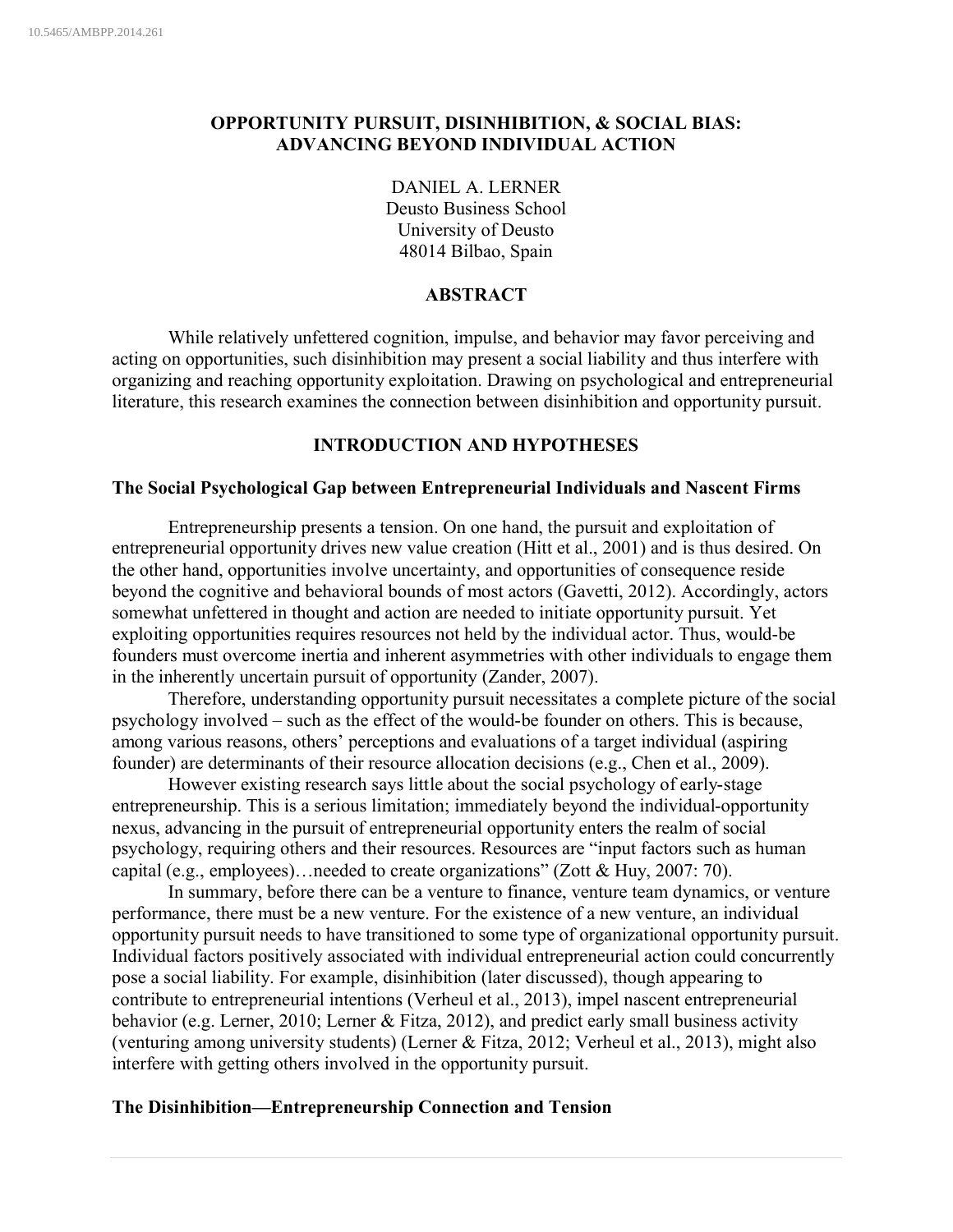# OPPORTUNITY PURSUIT, DISINHIBITION, & SOCIAL BIAS: ADVANCING BEYOND INDIVIDUAL ACTION

DANIEL A. LERNER
Deusto Business School
University of Deusto
48014 Bilbao, Spain

## ABSTRACT

While relatively unfettered cognition, impulse, and behavior may favor perceiving and acting on opportunities, such disinhibition may present a social liability and thus interfere with organizing and reaching opportunity exploitation. Drawing on psychological and entrepreneurial literature, this research examines the connection between disinhibition and opportunity pursuit.

## INTRODUCTION AND HYPOTHESES

### The Social Psychological Gap between Entrepreneurial Individuals and Nascent Firms

Entrepreneurship presents a tension. On one hand, the pursuit and exploitation of entrepreneurial opportunity drives new value creation (Hitt et al., 2001) and is thus desired. On the other hand, opportunities involve uncertainty, and opportunities of consequence reside beyond the cognitive and behavioral bounds of most actors (Gavetti, 2012). Accordingly, actors somewhat unfettered in thought and action are needed to initiate opportunity pursuit. Yet exploiting opportunities requires resources not held by the individual actor. Thus, would-be founders must overcome inertia and inherent asymmetries with other individuals to engage them in the inherently uncertain pursuit of opportunity (Zander, 2007).

Therefore, understanding opportunity pursuit necessitates a complete picture of the social psychology involved – such as the effect of the would-be founder on others. This is because, among various reasons, others' perceptions and evaluations of a target individual (aspiring founder) are determinants of their resource allocation decisions (e.g., Chen et al., 2009).

However existing research says little about the social psychology of early-stage entrepreneurship. This is a serious limitation; immediately beyond the individual-opportunity nexus, advancing in the pursuit of entrepreneurial opportunity enters the realm of social psychology, requiring others and their resources. Resources are "input factors such as human capital (e.g., employees)…needed to create organizations" (Zott & Huy, 2007: 70).

In summary, before there can be a venture to finance, venture team dynamics, or venture performance, there must be a new venture. For the existence of a new venture, an individual opportunity pursuit needs to have transitioned to some type of organizational opportunity pursuit. Individual factors positively associated with individual entrepreneurial action could concurrently pose a social liability. For example, disinhibition (later discussed), though appearing to contribute to entrepreneurial intentions (Verheul et al., 2013), impel nascent entrepreneurial behavior (e.g. Lerner, 2010; Lerner & Fitza, 2012), and predict early small business activity (venturing among university students) (Lerner & Fitza, 2012; Verheul et al., 2013), might also interfere with getting others involved in the opportunity pursuit.

### The Disinhibition—Entrepreneurship Connection and Tension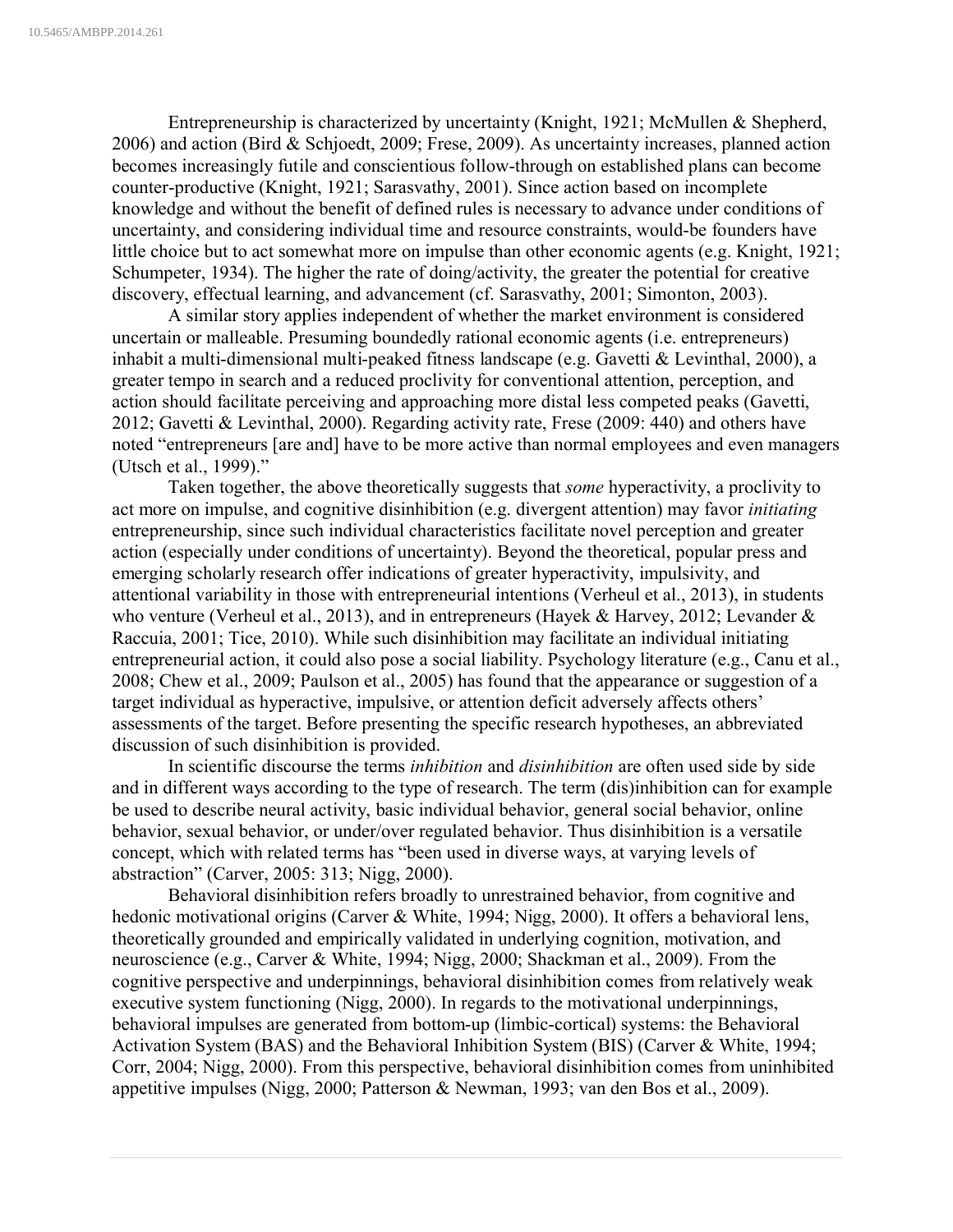Entrepreneurship is characterized by uncertainty (Knight, 1921; McMullen & Shepherd, 2006) and action (Bird & Schjoedt, 2009; Frese, 2009). As uncertainty increases, planned action becomes increasingly futile and conscientious follow-through on established plans can become counter-productive (Knight, 1921; Sarasvathy, 2001). Since action based on incomplete knowledge and without the benefit of defined rules is necessary to advance under conditions of uncertainty, and considering individual time and resource constraints, would-be founders have little choice but to act somewhat more on impulse than other economic agents (e.g. Knight, 1921; Schumpeter, 1934). The higher the rate of doing/activity, the greater the potential for creative discovery, effectual learning, and advancement (cf. Sarasvathy, 2001; Simonton, 2003).

A similar story applies independent of whether the market environment is considered uncertain or malleable. Presuming boundedly rational economic agents (i.e. entrepreneurs) inhabit a multi-dimensional multi-peaked fitness landscape (e.g. Gavetti & Levinthal, 2000), a greater tempo in search and a reduced proclivity for conventional attention, perception, and action should facilitate perceiving and approaching more distal less competed peaks (Gavetti, 2012; Gavetti & Levinthal, 2000). Regarding activity rate, Frese (2009: 440) and others have noted "entrepreneurs [are and] have to be more active than normal employees and even managers (Utsch et al., 1999)."

Taken together, the above theoretically suggests that *some* hyperactivity, a proclivity to act more on impulse, and cognitive disinhibition (e.g. divergent attention) may favor *initiating* entrepreneurship, since such individual characteristics facilitate novel perception and greater action (especially under conditions of uncertainty). Beyond the theoretical, popular press and emerging scholarly research offer indications of greater hyperactivity, impulsivity, and attentional variability in those with entrepreneurial intentions (Verheul et al., 2013), in students who venture (Verheul et al., 2013), and in entrepreneurs (Hayek & Harvey, 2012; Levander & Raccuia, 2001; Tice, 2010). While such disinhibition may facilitate an individual initiating entrepreneurial action, it could also pose a social liability. Psychology literature (e.g., Canu et al., 2008; Chew et al., 2009; Paulson et al., 2005) has found that the appearance or suggestion of a target individual as hyperactive, impulsive, or attention deficit adversely affects others' assessments of the target. Before presenting the specific research hypotheses, an abbreviated discussion of such disinhibition is provided.

In scientific discourse the terms *inhibition* and *disinhibition* are often used side by side and in different ways according to the type of research. The term (dis)inhibition can for example be used to describe neural activity, basic individual behavior, general social behavior, online behavior, sexual behavior, or under/over regulated behavior. Thus disinhibition is a versatile concept, which with related terms has "been used in diverse ways, at varying levels of abstraction" (Carver, 2005: 313; Nigg, 2000).

Behavioral disinhibition refers broadly to unrestrained behavior, from cognitive and hedonic motivational origins (Carver & White, 1994; Nigg, 2000). It offers a behavioral lens, theoretically grounded and empirically validated in underlying cognition, motivation, and neuroscience (e.g., Carver & White, 1994; Nigg, 2000; Shackman et al., 2009). From the cognitive perspective and underpinnings, behavioral disinhibition comes from relatively weak executive system functioning (Nigg, 2000). In regards to the motivational underpinnings, behavioral impulses are generated from bottom-up (limbic-cortical) systems: the Behavioral Activation System (BAS) and the Behavioral Inhibition System (BIS) (Carver & White, 1994; Corr, 2004; Nigg, 2000). From this perspective, behavioral disinhibition comes from uninhibited appetitive impulses (Nigg, 2000; Patterson & Newman, 1993; van den Bos et al., 2009).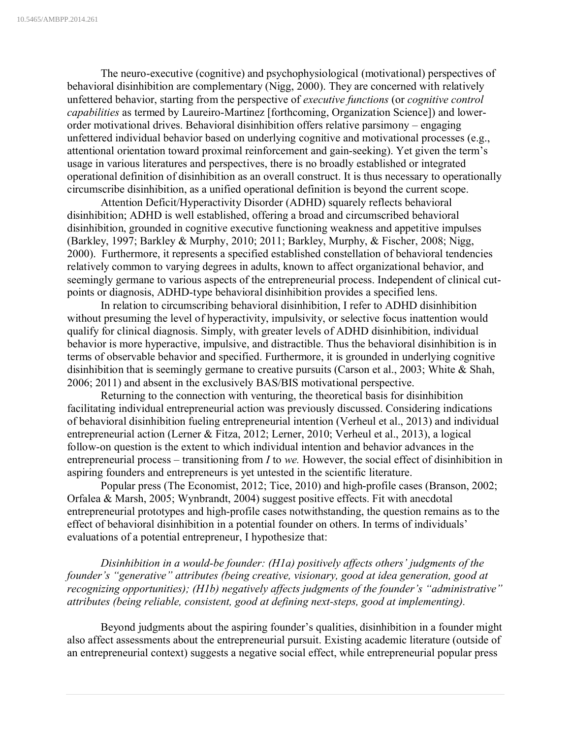The neuro-executive (cognitive) and psychophysiological (motivational) perspectives of behavioral disinhibition are complementary (Nigg, 2000). They are concerned with relatively unfettered behavior, starting from the perspective of *executive functions* (or *cognitive control capabilities* as termed by Laureiro-Martinez [forthcoming, Organization Science]) and lower-order motivational drives. Behavioral disinhibition offers relative parsimony – engaging unfettered individual behavior based on underlying cognitive and motivational processes (e.g., attentional orientation toward proximal reinforcement and gain-seeking). Yet given the term's usage in various literatures and perspectives, there is no broadly established or integrated operational definition of disinhibition as an overall construct. It is thus necessary to operationally circumscribe disinhibition, as a unified operational definition is beyond the current scope.

Attention Deficit/Hyperactivity Disorder (ADHD) squarely reflects behavioral disinhibition; ADHD is well established, offering a broad and circumscribed behavioral disinhibition, grounded in cognitive executive functioning weakness and appetitive impulses (Barkley, 1997; Barkley & Murphy, 2010; 2011; Barkley, Murphy, & Fischer, 2008; Nigg, 2000). Furthermore, it represents a specified established constellation of behavioral tendencies relatively common to varying degrees in adults, known to affect organizational behavior, and seemingly germane to various aspects of the entrepreneurial process. Independent of clinical cut-points or diagnosis, ADHD-type behavioral disinhibition provides a specified lens.

In relation to circumscribing behavioral disinhibition, I refer to ADHD disinhibition without presuming the level of hyperactivity, impulsivity, or selective focus inattention would qualify for clinical diagnosis. Simply, with greater levels of ADHD disinhibition, individual behavior is more hyperactive, impulsive, and distractible. Thus the behavioral disinhibition is in terms of observable behavior and specified. Furthermore, it is grounded in underlying cognitive disinhibition that is seemingly germane to creative pursuits (Carson et al., 2003; White & Shah, 2006; 2011) and absent in the exclusively BAS/BIS motivational perspective.

Returning to the connection with venturing, the theoretical basis for disinhibition facilitating individual entrepreneurial action was previously discussed. Considering indications of behavioral disinhibition fueling entrepreneurial intention (Verheul et al., 2013) and individual entrepreneurial action (Lerner & Fitza, 2012; Lerner, 2010; Verheul et al., 2013), a logical follow-on question is the extent to which individual intention and behavior advances in the entrepreneurial process – transitioning from *I* to *we.* However, the social effect of disinhibition in aspiring founders and entrepreneurs is yet untested in the scientific literature.

Popular press (The Economist, 2012; Tice, 2010) and high-profile cases (Branson, 2002; Orfalea & Marsh, 2005; Wynbrandt, 2004) suggest positive effects. Fit with anecdotal entrepreneurial prototypes and high-profile cases notwithstanding, the question remains as to the effect of behavioral disinhibition in a potential founder on others. In terms of individuals' evaluations of a potential entrepreneur, I hypothesize that:

*Disinhibition in a would-be founder: (H1a) positively affects others' judgments of the founder's "generative" attributes (being creative, visionary, good at idea generation, good at recognizing opportunities); (H1b) negatively affects judgments of the founder's "administrative" attributes (being reliable, consistent, good at defining next-steps, good at implementing).*

Beyond judgments about the aspiring founder's qualities, disinhibition in a founder might also affect assessments about the entrepreneurial pursuit. Existing academic literature (outside of an entrepreneurial context) suggests a negative social effect, while entrepreneurial popular press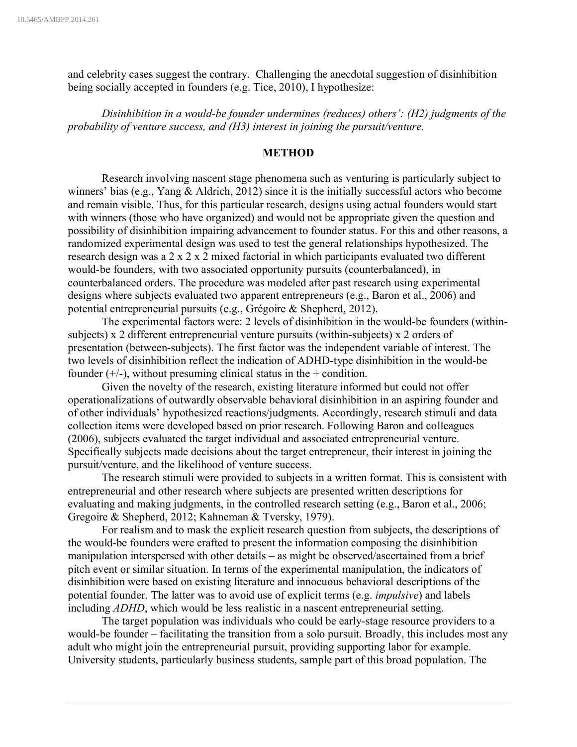and celebrity cases suggest the contrary. Challenging the anecdotal suggestion of disinhibition being socially accepted in founders (e.g. Tice, 2010), I hypothesize:

*Disinhibition in a would-be founder undermines (reduces) others': (H2) judgments of the probability of venture success, and (H3) interest in joining the pursuit/venture.*

## METHOD

Research involving nascent stage phenomena such as venturing is particularly subject to winners' bias (e.g., Yang & Aldrich, 2012) since it is the initially successful actors who become and remain visible. Thus, for this particular research, designs using actual founders would start with winners (those who have organized) and would not be appropriate given the question and possibility of disinhibition impairing advancement to founder status. For this and other reasons, a randomized experimental design was used to test the general relationships hypothesized. The research design was a 2 x 2 x 2 mixed factorial in which participants evaluated two different would-be founders, with two associated opportunity pursuits (counterbalanced), in counterbalanced orders. The procedure was modeled after past research using experimental designs where subjects evaluated two apparent entrepreneurs (e.g., Baron et al., 2006) and potential entrepreneurial pursuits (e.g., Grégoire & Shepherd, 2012).

The experimental factors were: 2 levels of disinhibition in the would-be founders (within-subjects) x 2 different entrepreneurial venture pursuits (within-subjects) x 2 orders of presentation (between-subjects). The first factor was the independent variable of interest. The two levels of disinhibition reflect the indication of ADHD-type disinhibition in the would-be founder (+/-), without presuming clinical status in the + condition.

Given the novelty of the research, existing literature informed but could not offer operationalizations of outwardly observable behavioral disinhibition in an aspiring founder and of other individuals' hypothesized reactions/judgments. Accordingly, research stimuli and data collection items were developed based on prior research. Following Baron and colleagues (2006), subjects evaluated the target individual and associated entrepreneurial venture. Specifically subjects made decisions about the target entrepreneur, their interest in joining the pursuit/venture, and the likelihood of venture success.

The research stimuli were provided to subjects in a written format. This is consistent with entrepreneurial and other research where subjects are presented written descriptions for evaluating and making judgments, in the controlled research setting (e.g., Baron et al., 2006; Gregoire & Shepherd, 2012; Kahneman & Tversky, 1979).

For realism and to mask the explicit research question from subjects, the descriptions of the would-be founders were crafted to present the information composing the disinhibition manipulation interspersed with other details – as might be observed/ascertained from a brief pitch event or similar situation. In terms of the experimental manipulation, the indicators of disinhibition were based on existing literature and innocuous behavioral descriptions of the potential founder. The latter was to avoid use of explicit terms (e.g. *impulsive*) and labels including *ADHD*, which would be less realistic in a nascent entrepreneurial setting.

The target population was individuals who could be early-stage resource providers to a would-be founder – facilitating the transition from a solo pursuit. Broadly, this includes most any adult who might join the entrepreneurial pursuit, providing supporting labor for example. University students, particularly business students, sample part of this broad population. The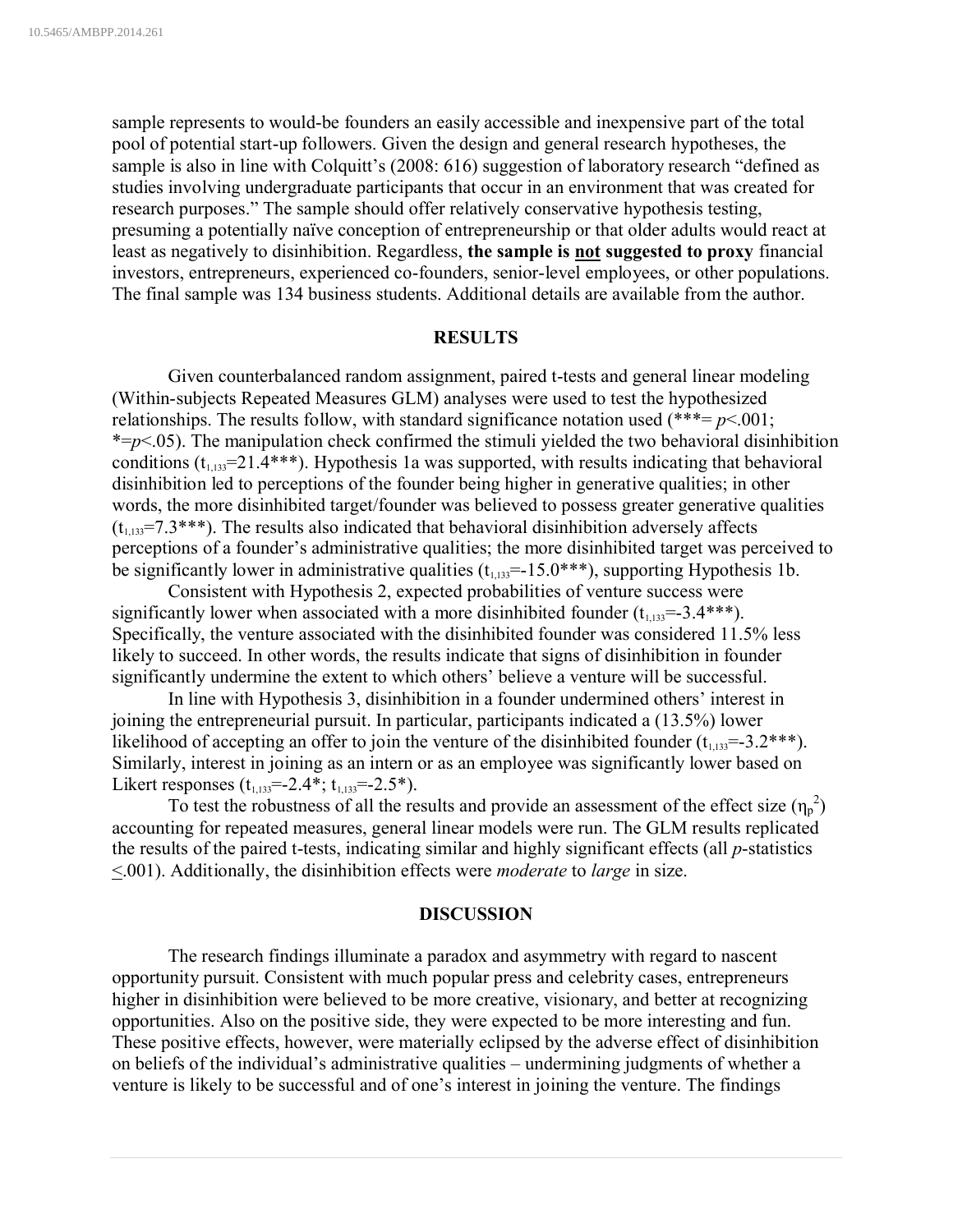sample represents to would-be founders an easily accessible and inexpensive part of the total pool of potential start-up followers. Given the design and general research hypotheses, the sample is also in line with Colquitt's (2008: 616) suggestion of laboratory research "defined as studies involving undergraduate participants that occur in an environment that was created for research purposes." The sample should offer relatively conservative hypothesis testing, presuming a potentially naïve conception of entrepreneurship or that older adults would react at least as negatively to disinhibition. Regardless, **the sample is <u>not</u> suggested to proxy** financial investors, entrepreneurs, experienced co-founders, senior-level employees, or other populations. The final sample was 134 business students. Additional details are available from the author.

## RESULTS

Given counterbalanced random assignment, paired t-tests and general linear modeling (Within-subjects Repeated Measures GLM) analyses were used to test the hypothesized relationships. The results follow, with standard significance notation used (***= $p$<.001; *=$p$<.05). The manipulation check confirmed the stimuli yielded the two behavioral disinhibition conditions ($t_{1,133}$=21.4***). Hypothesis 1a was supported, with results indicating that behavioral disinhibition led to perceptions of the founder being higher in generative qualities; in other words, the more disinhibited target/founder was believed to possess greater generative qualities ($t_{1,133}$=7.3***). The results also indicated that behavioral disinhibition adversely affects perceptions of a founder's administrative qualities; the more disinhibited target was perceived to be significantly lower in administrative qualities ($t_{1,133}$=-15.0***), supporting Hypothesis 1b.

Consistent with Hypothesis 2, expected probabilities of venture success were significantly lower when associated with a more disinhibited founder ($t_{1,133}$=-3.4***). Specifically, the venture associated with the disinhibited founder was considered 11.5% less likely to succeed. In other words, the results indicate that signs of disinhibition in founder significantly undermine the extent to which others' believe a venture will be successful.

In line with Hypothesis 3, disinhibition in a founder undermined others' interest in joining the entrepreneurial pursuit. In particular, participants indicated a (13.5%) lower likelihood of accepting an offer to join the venture of the disinhibited founder ($t_{1,133}$=-3.2***). Similarly, interest in joining as an intern or as an employee was significantly lower based on Likert responses ($t_{1,133}$=-2.4*; $t_{1,133}$=-2.5*).

To test the robustness of all the results and provide an assessment of the effect size ($\eta_p^2$) accounting for repeated measures, general linear models were run. The GLM results replicated the results of the paired t-tests, indicating similar and highly significant effects (all $p$-statistics $\leq$.001). Additionally, the disinhibition effects were *moderate* to *large* in size.

## DISCUSSION

The research findings illuminate a paradox and asymmetry with regard to nascent opportunity pursuit. Consistent with much popular press and celebrity cases, entrepreneurs higher in disinhibition were believed to be more creative, visionary, and better at recognizing opportunities. Also on the positive side, they were expected to be more interesting and fun. These positive effects, however, were materially eclipsed by the adverse effect of disinhibition on beliefs of the individual's administrative qualities – undermining judgments of whether a venture is likely to be successful and of one's interest in joining the venture. The findings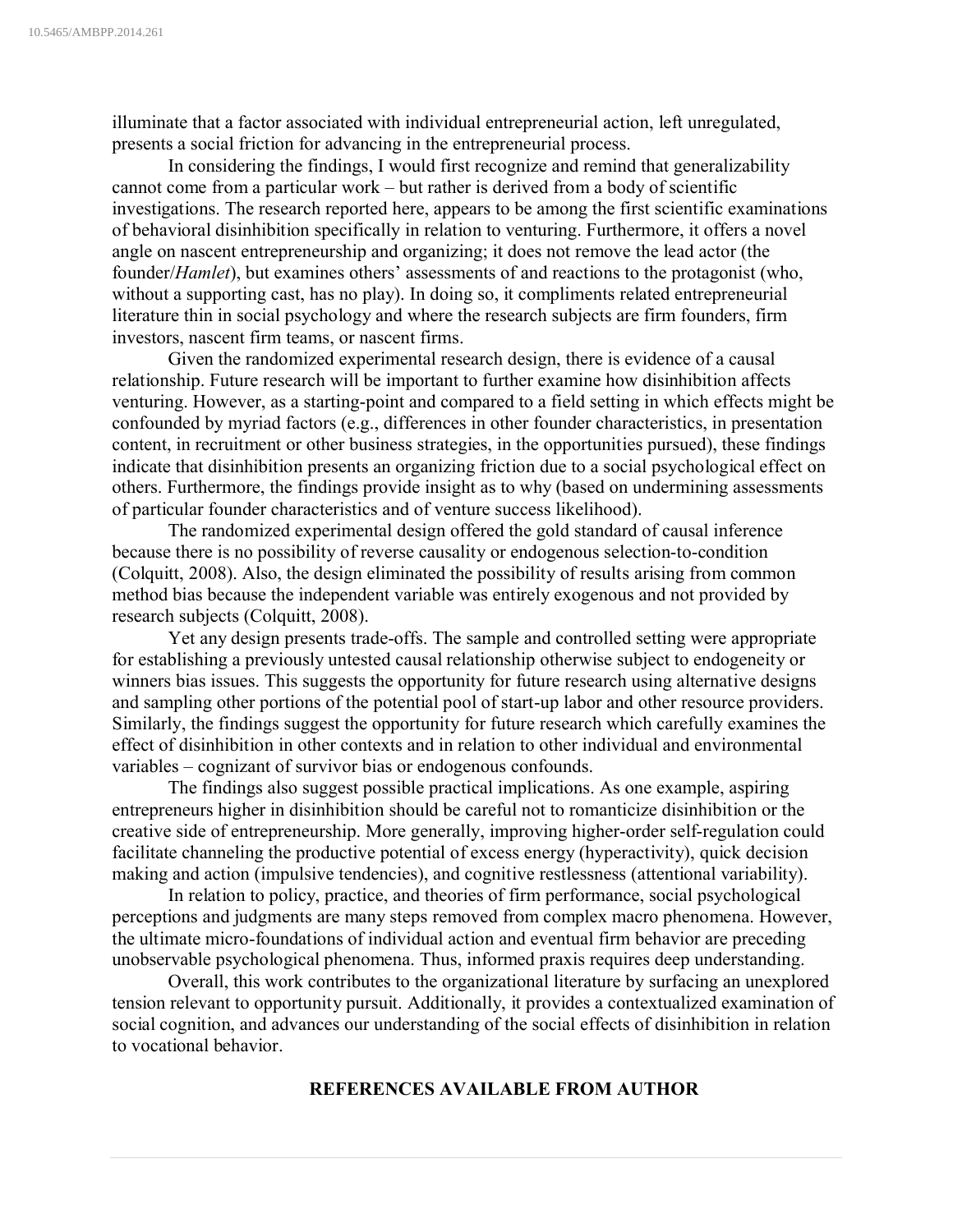illuminate that a factor associated with individual entrepreneurial action, left unregulated, presents a social friction for advancing in the entrepreneurial process.

In considering the findings, I would first recognize and remind that generalizability cannot come from a particular work – but rather is derived from a body of scientific investigations. The research reported here, appears to be among the first scientific examinations of behavioral disinhibition specifically in relation to venturing. Furthermore, it offers a novel angle on nascent entrepreneurship and organizing; it does not remove the lead actor (the founder/*Hamlet*), but examines others' assessments of and reactions to the protagonist (who, without a supporting cast, has no play). In doing so, it compliments related entrepreneurial literature thin in social psychology and where the research subjects are firm founders, firm investors, nascent firm teams, or nascent firms.

Given the randomized experimental research design, there is evidence of a causal relationship. Future research will be important to further examine how disinhibition affects venturing. However, as a starting-point and compared to a field setting in which effects might be confounded by myriad factors (e.g., differences in other founder characteristics, in presentation content, in recruitment or other business strategies, in the opportunities pursued), these findings indicate that disinhibition presents an organizing friction due to a social psychological effect on others. Furthermore, the findings provide insight as to why (based on undermining assessments of particular founder characteristics and of venture success likelihood).

The randomized experimental design offered the gold standard of causal inference because there is no possibility of reverse causality or endogenous selection-to-condition (Colquitt, 2008). Also, the design eliminated the possibility of results arising from common method bias because the independent variable was entirely exogenous and not provided by research subjects (Colquitt, 2008).

Yet any design presents trade-offs. The sample and controlled setting were appropriate for establishing a previously untested causal relationship otherwise subject to endogeneity or winners bias issues. This suggests the opportunity for future research using alternative designs and sampling other portions of the potential pool of start-up labor and other resource providers. Similarly, the findings suggest the opportunity for future research which carefully examines the effect of disinhibition in other contexts and in relation to other individual and environmental variables – cognizant of survivor bias or endogenous confounds.

The findings also suggest possible practical implications. As one example, aspiring entrepreneurs higher in disinhibition should be careful not to romanticize disinhibition or the creative side of entrepreneurship. More generally, improving higher-order self-regulation could facilitate channeling the productive potential of excess energy (hyperactivity), quick decision making and action (impulsive tendencies), and cognitive restlessness (attentional variability).

In relation to policy, practice, and theories of firm performance, social psychological perceptions and judgments are many steps removed from complex macro phenomena. However, the ultimate micro-foundations of individual action and eventual firm behavior are preceding unobservable psychological phenomena. Thus, informed praxis requires deep understanding.

Overall, this work contributes to the organizational literature by surfacing an unexplored tension relevant to opportunity pursuit. Additionally, it provides a contextualized examination of social cognition, and advances our understanding of the social effects of disinhibition in relation to vocational behavior.

**REFERENCES AVAILABLE FROM AUTHOR**